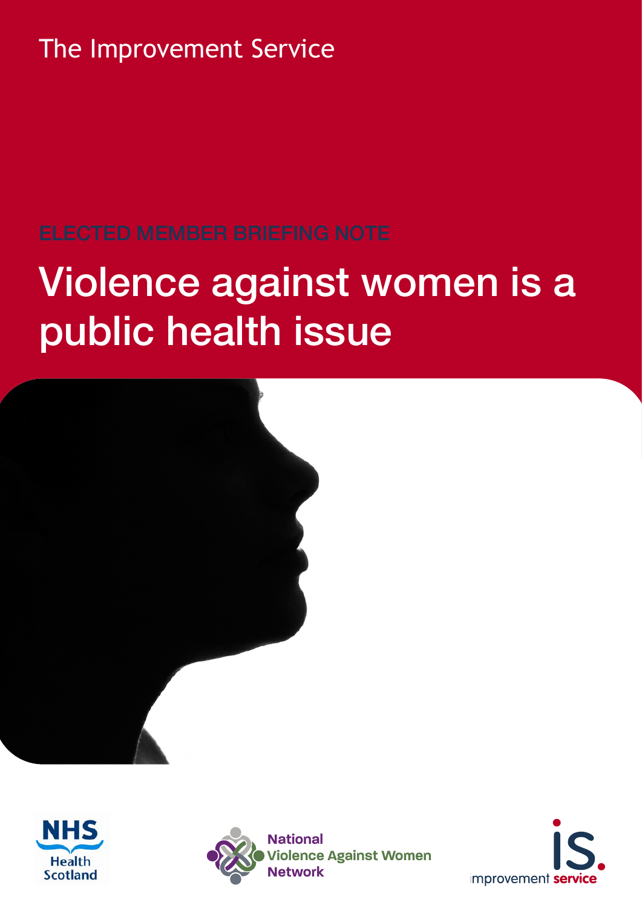The Improvement Service

ELECTED MEMBER BRIEFING NOTE

# Violence against women is a public health issue

NHS Health Scotland

National Violence Against Women Network

improvement service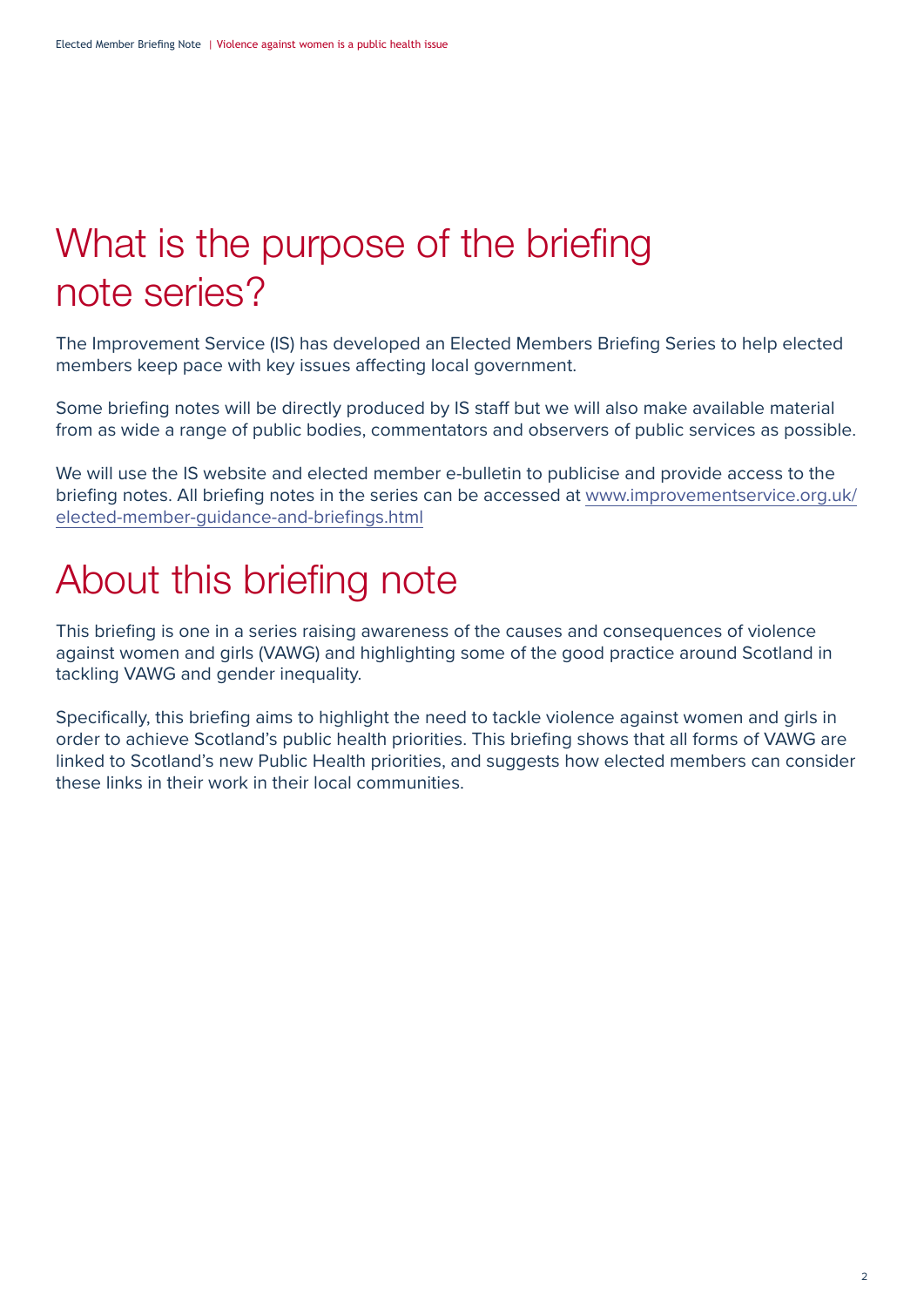# What is the purpose of the briefing note series?

The Improvement Service (IS) has developed an Elected Members Briefing Series to help elected members keep pace with key issues affecting local government.

Some briefing notes will be directly produced by IS staff but we will also make available material from as wide a range of public bodies, commentators and observers of public services as possible.

We will use the IS website and elected member e-bulletin to publicise and provide access to the briefing notes. All briefing notes in the series can be accessed at www.improvementservice.org.uk/elected-member-guidance-and-briefings.html

# About this briefing note

This briefing is one in a series raising awareness of the causes and consequences of violence against women and girls (VAWG) and highlighting some of the good practice around Scotland in tackling VAWG and gender inequality.

Specifically, this briefing aims to highlight the need to tackle violence against women and girls in order to achieve Scotland's public health priorities. This briefing shows that all forms of VAWG are linked to Scotland's new Public Health priorities, and suggests how elected members can consider these links in their work in their local communities.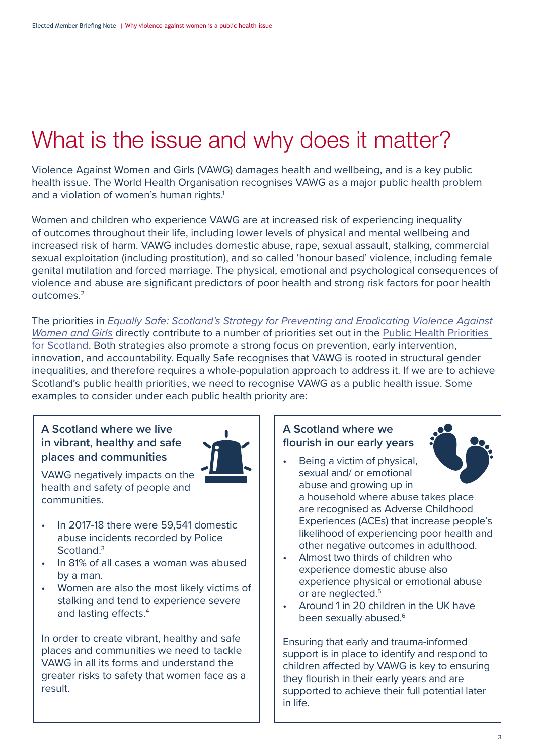# What is the issue and why does it matter?

Violence Against Women and Girls (VAWG) damages health and wellbeing, and is a key public health issue. The World Health Organisation recognises VAWG as a major public health problem and a violation of women's human rights.[1]

Women and children who experience VAWG are at increased risk of experiencing inequality of outcomes throughout their life, including lower levels of physical and mental wellbeing and increased risk of harm. VAWG includes domestic abuse, rape, sexual assault, stalking, commercial sexual exploitation (including prostitution), and so called 'honour based' violence, including female genital mutilation and forced marriage. The physical, emotional and psychological consequences of violence and abuse are significant predictors of poor health and strong risk factors for poor health outcomes.[2]

The priorities in *Equally Safe: Scotland's Strategy for Preventing and Eradicating Violence Against Women and Girls* directly contribute to a number of priorities set out in the Public Health Priorities for Scotland. Both strategies also promote a strong focus on prevention, early intervention, innovation, and accountability. Equally Safe recognises that VAWG is rooted in structural gender inequalities, and therefore requires a whole-population approach to address it. If we are to achieve Scotland's public health priorities, we need to recognise VAWG as a public health issue. Some examples to consider under each public health priority are:

### A Scotland where we live in vibrant, healthy and safe places and communities

VAWG negatively impacts on the health and safety of people and communities.

- In 2017-18 there were 59,541 domestic abuse incidents recorded by Police Scotland.[3]
- In 81% of all cases a woman was abused by a man.
- Women are also the most likely victims of stalking and tend to experience severe and lasting effects.[4]

In order to create vibrant, healthy and safe places and communities we need to tackle VAWG in all its forms and understand the greater risks to safety that women face as a result.

### A Scotland where we flourish in our early years

- Being a victim of physical, sexual and/ or emotional abuse and growing up in a household where abuse takes place are recognised as Adverse Childhood Experiences (ACEs) that increase people's likelihood of experiencing poor health and other negative outcomes in adulthood.
- Almost two thirds of children who experience domestic abuse also experience physical or emotional abuse or are neglected.[5]
- Around 1 in 20 children in the UK have been sexually abused.[6]

Ensuring that early and trauma-informed support is in place to identify and respond to children affected by VAWG is key to ensuring they flourish in their early years and are supported to achieve their full potential later in life.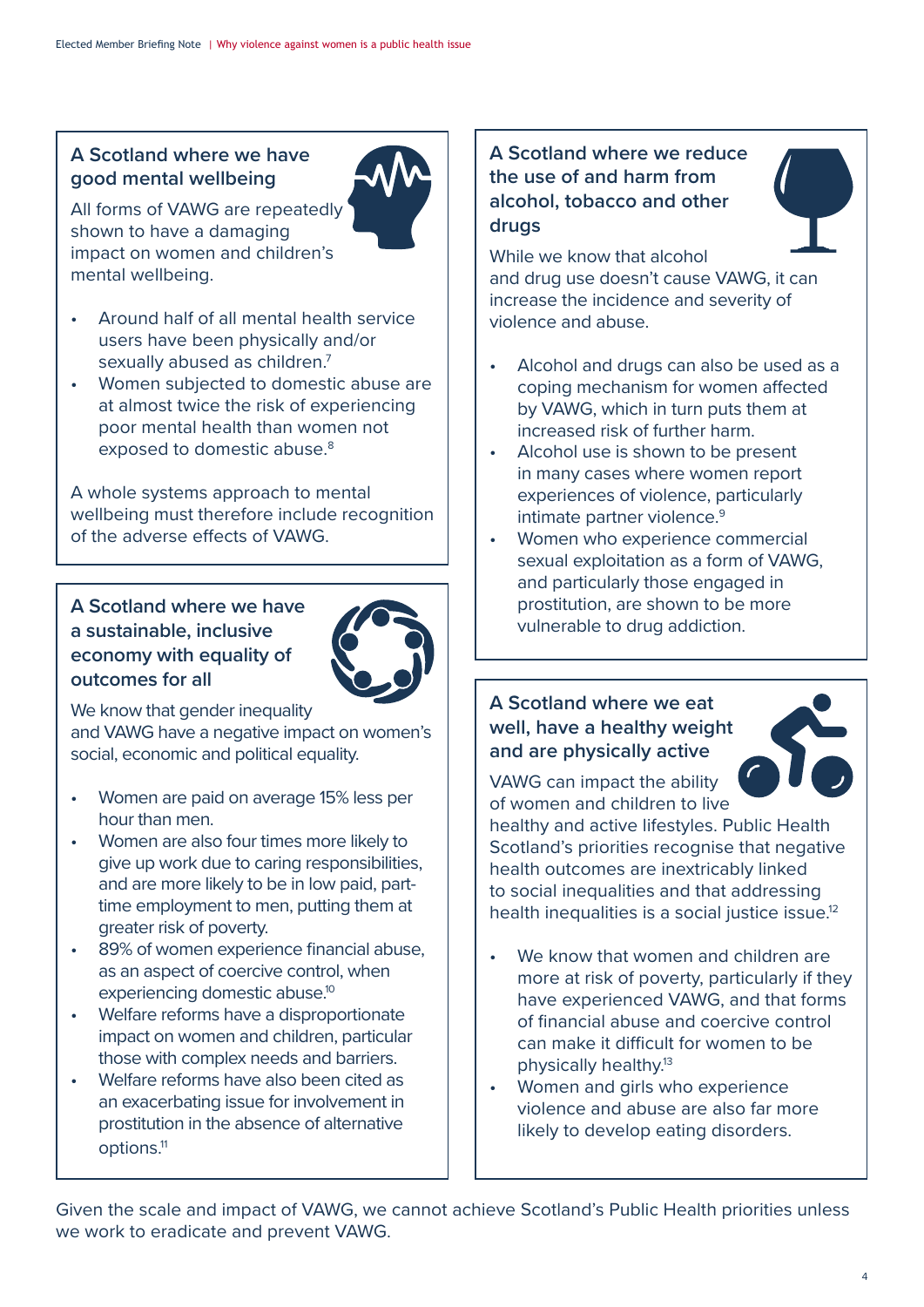### A Scotland where we have good mental wellbeing

All forms of VAWG are repeatedly shown to have a damaging impact on women and children's mental wellbeing.

- Around half of all mental health service users have been physically and/or sexually abused as children.[7]
- Women subjected to domestic abuse are at almost twice the risk of experiencing poor mental health than women not exposed to domestic abuse.[8]

A whole systems approach to mental wellbeing must therefore include recognition of the adverse effects of VAWG.

### A Scotland where we have a sustainable, inclusive economy with equality of outcomes for all

We know that gender inequality and VAWG have a negative impact on women's social, economic and political equality.

- Women are paid on average 15% less per hour than men.
- Women are also four times more likely to give up work due to caring responsibilities, and are more likely to be in low paid, part-time employment to men, putting them at greater risk of poverty.
- 89% of women experience financial abuse, as an aspect of coercive control, when experiencing domestic abuse.[10]
- Welfare reforms have a disproportionate impact on women and children, particular those with complex needs and barriers.
- Welfare reforms have also been cited as an exacerbating issue for involvement in prostitution in the absence of alternative options.[11]

### A Scotland where we reduce the use of and harm from alcohol, tobacco and other drugs

While we know that alcohol and drug use doesn't cause VAWG, it can increase the incidence and severity of violence and abuse.

- Alcohol and drugs can also be used as a coping mechanism for women affected by VAWG, which in turn puts them at increased risk of further harm.
- Alcohol use is shown to be present in many cases where women report experiences of violence, particularly intimate partner violence.[9]
- Women who experience commercial sexual exploitation as a form of VAWG, and particularly those engaged in prostitution, are shown to be more vulnerable to drug addiction.

### A Scotland where we eat well, have a healthy weight and are physically active

VAWG can impact the ability of women and children to live healthy and active lifestyles. Public Health Scotland's priorities recognise that negative health outcomes are inextricably linked to social inequalities and that addressing health inequalities is a social justice issue.[12]

- We know that women and children are more at risk of poverty, particularly if they have experienced VAWG, and that forms of financial abuse and coercive control can make it difficult for women to be physically healthy.[13]
- Women and girls who experience violence and abuse are also far more likely to develop eating disorders.

Given the scale and impact of VAWG, we cannot achieve Scotland's Public Health priorities unless we work to eradicate and prevent VAWG.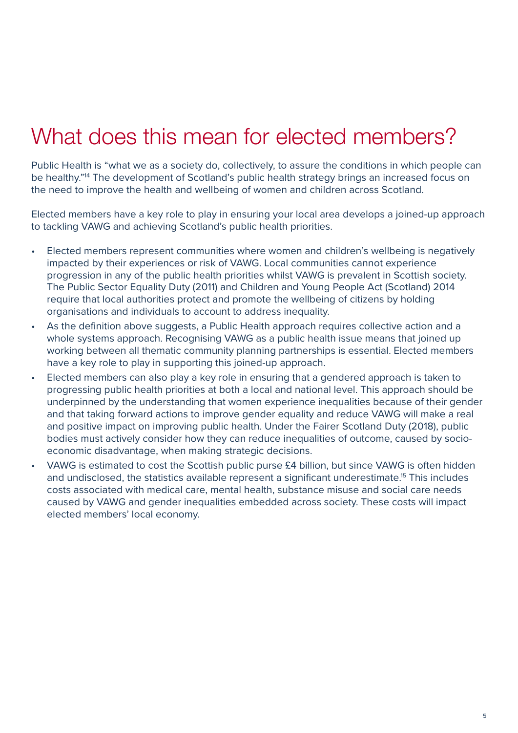# What does this mean for elected members?

Public Health is "what we as a society do, collectively, to assure the conditions in which people can be healthy."[14] The development of Scotland's public health strategy brings an increased focus on the need to improve the health and wellbeing of women and children across Scotland.

Elected members have a key role to play in ensuring your local area develops a joined-up approach to tackling VAWG and achieving Scotland's public health priorities.

- Elected members represent communities where women and children's wellbeing is negatively impacted by their experiences or risk of VAWG. Local communities cannot experience progression in any of the public health priorities whilst VAWG is prevalent in Scottish society. The Public Sector Equality Duty (2011) and Children and Young People Act (Scotland) 2014 require that local authorities protect and promote the wellbeing of citizens by holding organisations and individuals to account to address inequality.
- As the definition above suggests, a Public Health approach requires collective action and a whole systems approach. Recognising VAWG as a public health issue means that joined up working between all thematic community planning partnerships is essential. Elected members have a key role to play in supporting this joined-up approach.
- Elected members can also play a key role in ensuring that a gendered approach is taken to progressing public health priorities at both a local and national level. This approach should be underpinned by the understanding that women experience inequalities because of their gender and that taking forward actions to improve gender equality and reduce VAWG will make a real and positive impact on improving public health. Under the Fairer Scotland Duty (2018), public bodies must actively consider how they can reduce inequalities of outcome, caused by socio-economic disadvantage, when making strategic decisions.
- VAWG is estimated to cost the Scottish public purse £4 billion, but since VAWG is often hidden and undisclosed, the statistics available represent a significant underestimate.[15] This includes costs associated with medical care, mental health, substance misuse and social care needs caused by VAWG and gender inequalities embedded across society. These costs will impact elected members' local economy.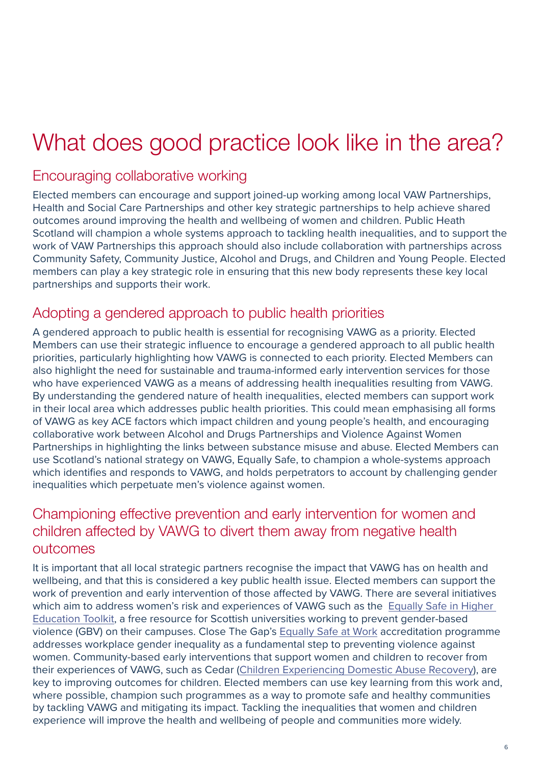# What does good practice look like in the area?

## Encouraging collaborative working

Elected members can encourage and support joined-up working among local VAW Partnerships, Health and Social Care Partnerships and other key strategic partnerships to help achieve shared outcomes around improving the health and wellbeing of women and children. Public Heath Scotland will champion a whole systems approach to tackling health inequalities, and to support the work of VAW Partnerships this approach should also include collaboration with partnerships across Community Safety, Community Justice, Alcohol and Drugs, and Children and Young People. Elected members can play a key strategic role in ensuring that this new body represents these key local partnerships and supports their work.

## Adopting a gendered approach to public health priorities

A gendered approach to public health is essential for recognising VAWG as a priority. Elected Members can use their strategic influence to encourage a gendered approach to all public health priorities, particularly highlighting how VAWG is connected to each priority. Elected Members can also highlight the need for sustainable and trauma-informed early intervention services for those who have experienced VAWG as a means of addressing health inequalities resulting from VAWG. By understanding the gendered nature of health inequalities, elected members can support work in their local area which addresses public health priorities. This could mean emphasising all forms of VAWG as key ACE factors which impact children and young people's health, and encouraging collaborative work between Alcohol and Drugs Partnerships and Violence Against Women Partnerships in highlighting the links between substance misuse and abuse. Elected Members can use Scotland's national strategy on VAWG, Equally Safe, to champion a whole-systems approach which identifies and responds to VAWG, and holds perpetrators to account by challenging gender inequalities which perpetuate men's violence against women.

## Championing effective prevention and early intervention for women and children affected by VAWG to divert them away from negative health outcomes

It is important that all local strategic partners recognise the impact that VAWG has on health and wellbeing, and that this is considered a key public health issue. Elected members can support the work of prevention and early intervention of those affected by VAWG. There are several initiatives which aim to address women's risk and experiences of VAWG such as the Equally Safe in Higher Education Toolkit, a free resource for Scottish universities working to prevent gender-based violence (GBV) on their campuses. Close The Gap's Equally Safe at Work accreditation programme addresses workplace gender inequality as a fundamental step to preventing violence against women. Community-based early interventions that support women and children to recover from their experiences of VAWG, such as Cedar (Children Experiencing Domestic Abuse Recovery), are key to improving outcomes for children. Elected members can use key learning from this work and, where possible, champion such programmes as a way to promote safe and healthy communities by tackling VAWG and mitigating its impact. Tackling the inequalities that women and children experience will improve the health and wellbeing of people and communities more widely.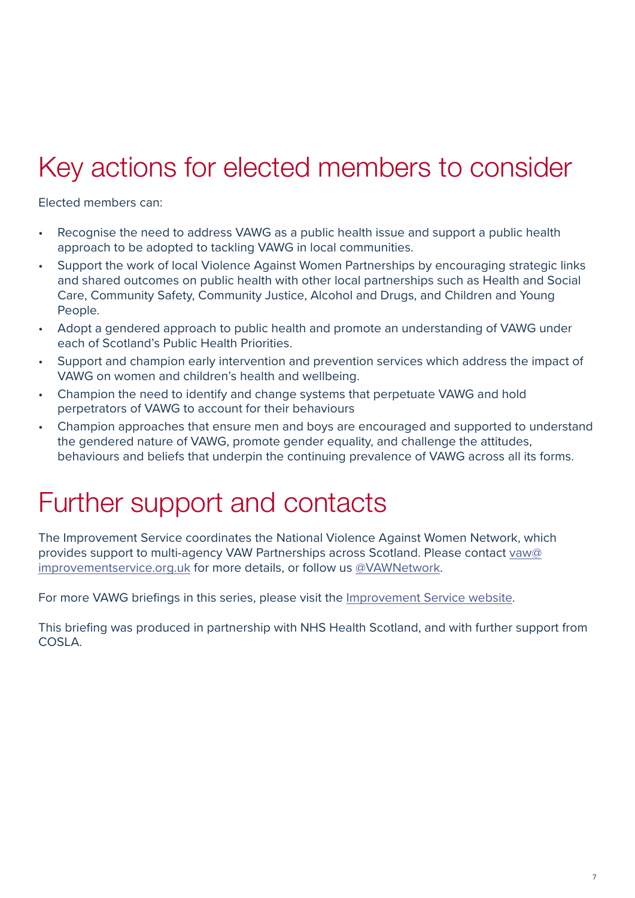# Key actions for elected members to consider

Elected members can:

- Recognise the need to address VAWG as a public health issue and support a public health approach to be adopted to tackling VAWG in local communities.
- Support the work of local Violence Against Women Partnerships by encouraging strategic links and shared outcomes on public health with other local partnerships such as Health and Social Care, Community Safety, Community Justice, Alcohol and Drugs, and Children and Young People.
- Adopt a gendered approach to public health and promote an understanding of VAWG under each of Scotland's Public Health Priorities.
- Support and champion early intervention and prevention services which address the impact of VAWG on women and children's health and wellbeing.
- Champion the need to identify and change systems that perpetuate VAWG and hold perpetrators of VAWG to account for their behaviours
- Champion approaches that ensure men and boys are encouraged and supported to understand the gendered nature of VAWG, promote gender equality, and challenge the attitudes, behaviours and beliefs that underpin the continuing prevalence of VAWG across all its forms.

# Further support and contacts

The Improvement Service coordinates the National Violence Against Women Network, which provides support to multi-agency VAW Partnerships across Scotland. Please contact vaw@improvementservice.org.uk for more details, or follow us @VAWNetwork.

For more VAWG briefings in this series, please visit the Improvement Service website.

This briefing was produced in partnership with NHS Health Scotland, and with further support from COSLA.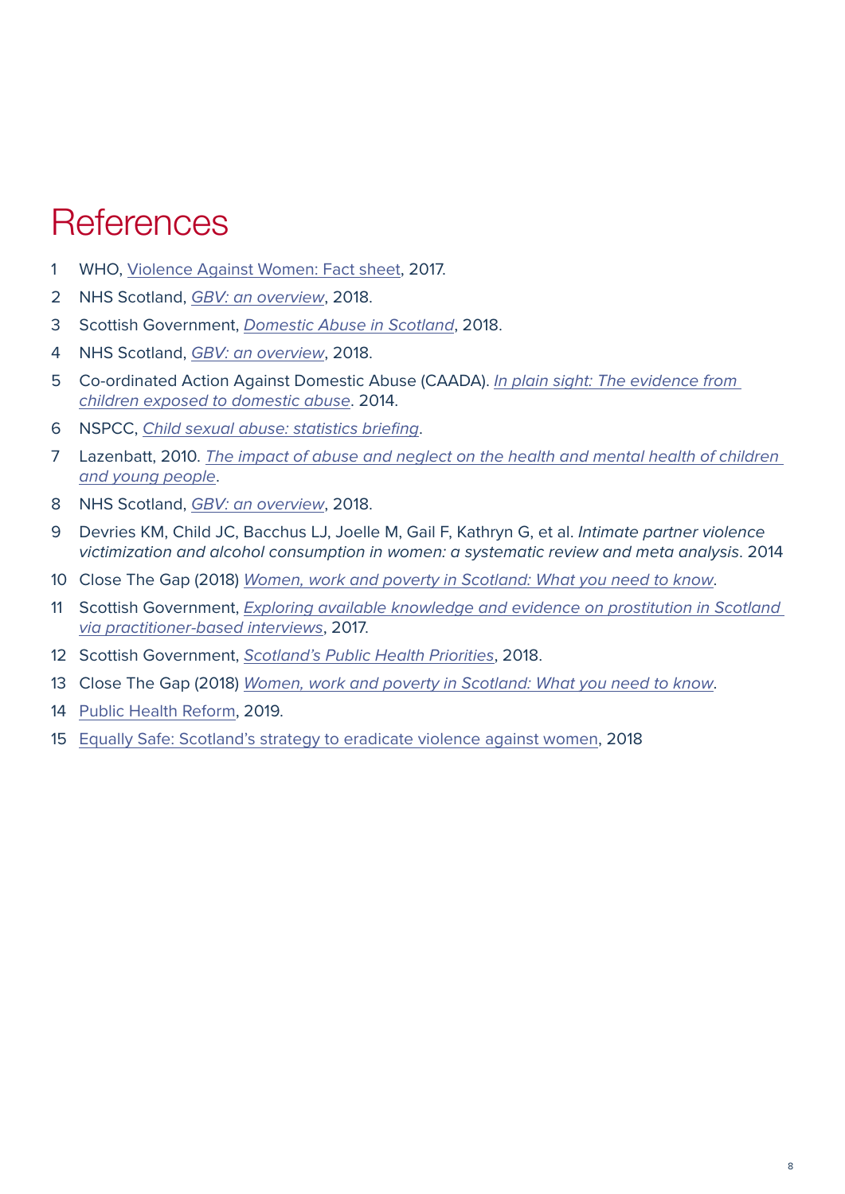# References

1. WHO, Violence Against Women: Fact sheet, 2017.
2. NHS Scotland, *GBV: an overview*, 2018.
3. Scottish Government, *Domestic Abuse in Scotland*, 2018.
4. NHS Scotland, *GBV: an overview*, 2018.
5. Co-ordinated Action Against Domestic Abuse (CAADA). *In plain sight: The evidence from children exposed to domestic abuse*. 2014.
6. NSPCC, *Child sexual abuse: statistics briefing*.
7. Lazenbatt, 2010. *The impact of abuse and neglect on the health and mental health of children and young people*.
8. NHS Scotland, *GBV: an overview*, 2018.
9. Devries KM, Child JC, Bacchus LJ, Joelle M, Gail F, Kathryn G, et al. *Intimate partner violence victimization and alcohol consumption in women: a systematic review and meta analysis*. 2014
10. Close The Gap (2018) *Women, work and poverty in Scotland: What you need to know*.
11. Scottish Government, *Exploring available knowledge and evidence on prostitution in Scotland via practitioner-based interviews*, 2017.
12. Scottish Government, *Scotland's Public Health Priorities*, 2018.
13. Close The Gap (2018) *Women, work and poverty in Scotland: What you need to know*.
14. Public Health Reform, 2019.
15. Equally Safe: Scotland's strategy to eradicate violence against women, 2018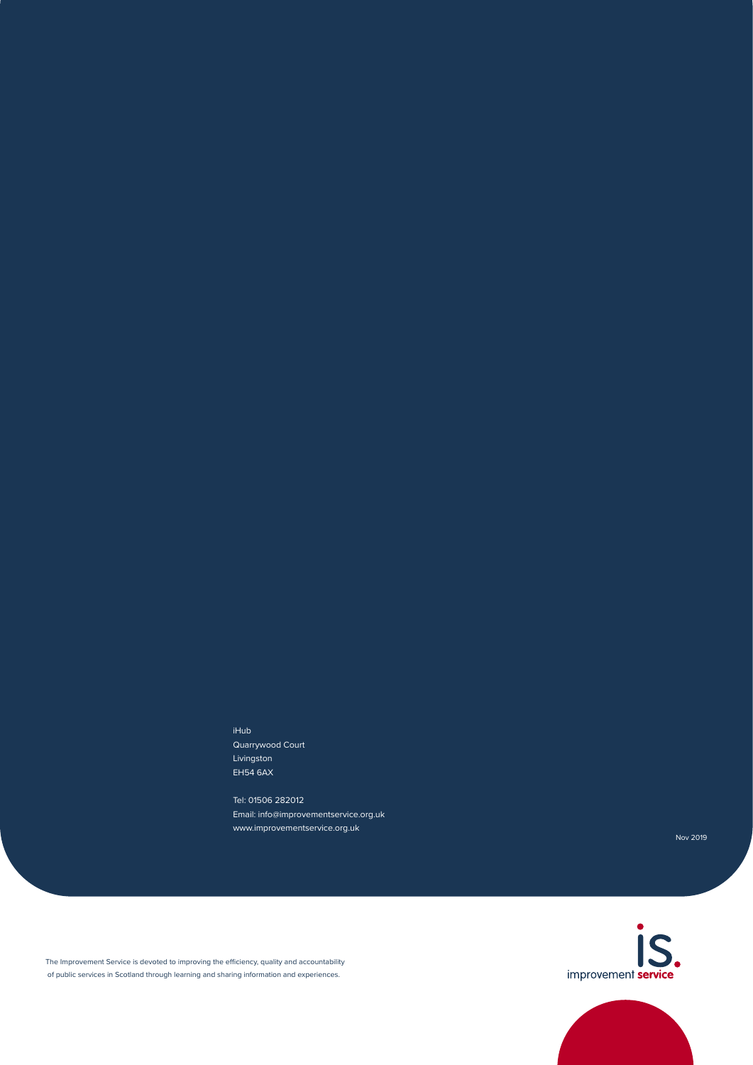iHub
Quarrywood Court
Livingston
EH54 6AX

Tel: 01506 282012
Email: info@improvementservice.org.uk
www.improvementservice.org.uk

Nov 2019

The Improvement Service is devoted to improving the efficiency, quality and accountability of public services in Scotland through learning and sharing information and experiences.

improvement service